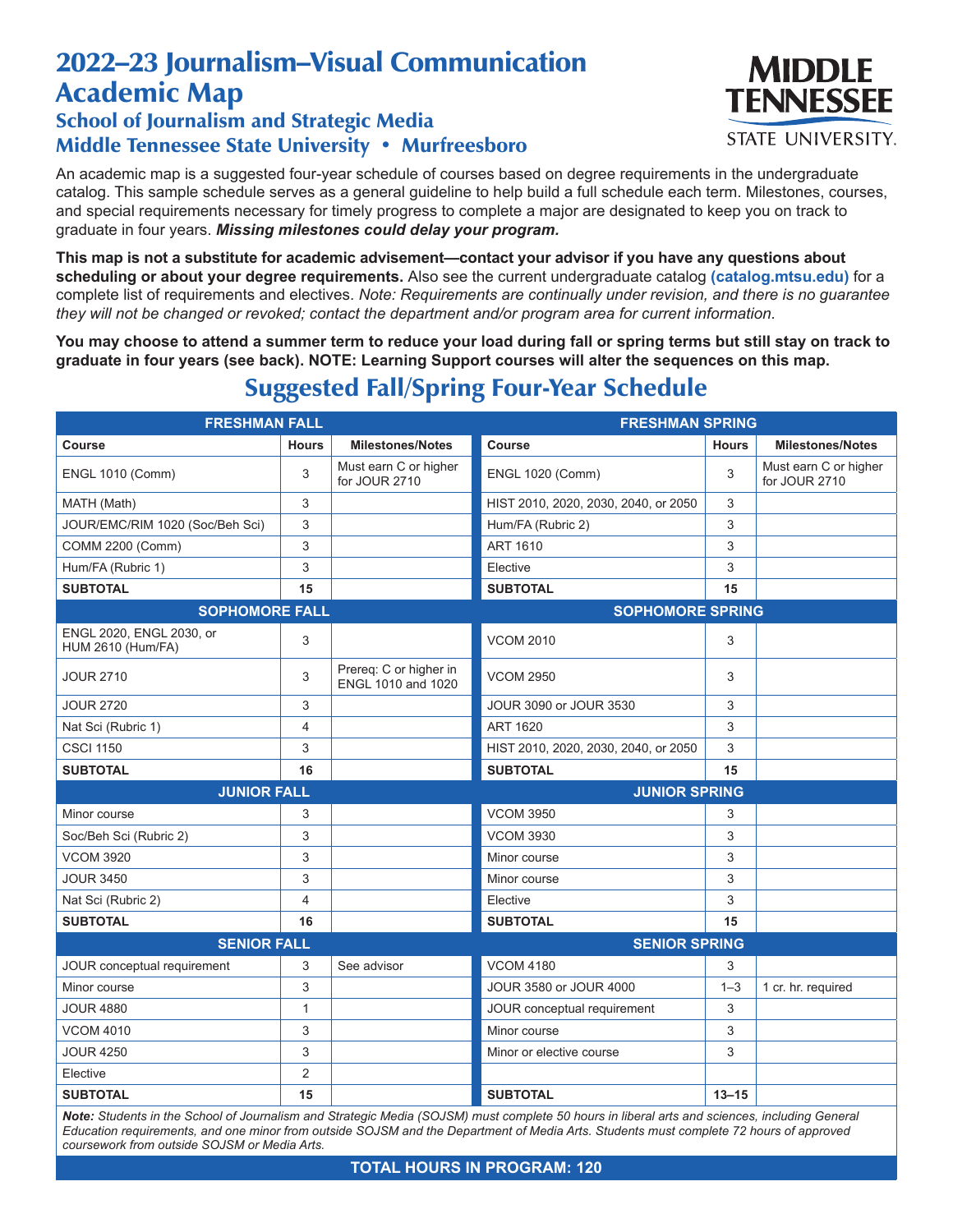# 2022–23 Journalism–Visual Communication Academic Map

## School of Journalism and Strategic Media

## Middle Tennessee State University • Murfreesboro

MIDDLE TENNESSEE STATE UNIVERSITY.

An academic map is a suggested four-year schedule of courses based on degree requirements in the undergraduate catalog. This sample schedule serves as a general guideline to help build a full schedule each term. Milestones, courses, and special requirements necessary for timely progress to complete a major are designated to keep you on track to graduate in four years. ***Missing milestones could delay your program.***

**This map is not a substitute for academic advisement—contact your advisor if you have any questions about scheduling or about your degree requirements.** Also see the current undergraduate catalog **(catalog.mtsu.edu)** for a complete list of requirements and electives. *Note: Requirements are continually under revision, and there is no guarantee they will not be changed or revoked; contact the department and/or program area for current information.*

**You may choose to attend a summer term to reduce your load during fall or spring terms but still stay on track to graduate in four years (see back). NOTE: Learning Support courses will alter the sequences on this map.**

## Suggested Fall/Spring Four-Year Schedule

| FRESHMAN FALL | | | FRESHMAN SPRING | | |
|---|---|---|---|---|---|
| **Course** | **Hours** | **Milestones/Notes** | **Course** | **Hours** | **Milestones/Notes** |
| ENGL 1010 (Comm) | 3 | Must earn C or higher for JOUR 2710 | ENGL 1020 (Comm) | 3 | Must earn C or higher for JOUR 2710 |
| MATH (Math) | 3 | | HIST 2010, 2020, 2030, 2040, or 2050 | 3 | |
| JOUR/EMC/RIM 1020 (Soc/Beh Sci) | 3 | | Hum/FA (Rubric 2) | 3 | |
| COMM 2200 (Comm) | 3 | | ART 1610 | 3 | |
| Hum/FA (Rubric 1) | 3 | | Elective | 3 | |
| **SUBTOTAL** | **15** | | **SUBTOTAL** | **15** | |
| **SOPHOMORE FALL** | | | **SOPHOMORE SPRING** | | |
| ENGL 2020, ENGL 2030, or HUM 2610 (Hum/FA) | 3 | | VCOM 2010 | 3 | |
| JOUR 2710 | 3 | Prereq: C or higher in ENGL 1010 and 1020 | VCOM 2950 | 3 | |
| JOUR 2720 | 3 | | JOUR 3090 or JOUR 3530 | 3 | |
| Nat Sci (Rubric 1) | 4 | | ART 1620 | 3 | |
| CSCI 1150 | 3 | | HIST 2010, 2020, 2030, 2040, or 2050 | 3 | |
| **SUBTOTAL** | **16** | | **SUBTOTAL** | **15** | |
| **JUNIOR FALL** | | | **JUNIOR SPRING** | | |
| Minor course | 3 | | VCOM 3950 | 3 | |
| Soc/Beh Sci (Rubric 2) | 3 | | VCOM 3930 | 3 | |
| VCOM 3920 | 3 | | Minor course | 3 | |
| JOUR 3450 | 3 | | Minor course | 3 | |
| Nat Sci (Rubric 2) | 4 | | Elective | 3 | |
| **SUBTOTAL** | **16** | | **SUBTOTAL** | **15** | |
| **SENIOR FALL** | | | **SENIOR SPRING** | | |
| JOUR conceptual requirement | 3 | See advisor | VCOM 4180 | 3 | |
| Minor course | 3 | | JOUR 3580 or JOUR 4000 | 1–3 | 1 cr. hr. required |
| JOUR 4880 | 1 | | JOUR conceptual requirement | 3 | |
| VCOM 4010 | 3 | | Minor course | 3 | |
| JOUR 4250 | 3 | | Minor or elective course | 3 | |
| Elective | 2 | | | | |
| **SUBTOTAL** | **15** | | **SUBTOTAL** | **13–15** | |

***Note:*** *Students in the School of Journalism and Strategic Media (SOJSM) must complete 50 hours in liberal arts and sciences, including General Education requirements, and one minor from outside SOJSM and the Department of Media Arts. Students must complete 72 hours of approved coursework from outside SOJSM or Media Arts.*

**TOTAL HOURS IN PROGRAM: 120**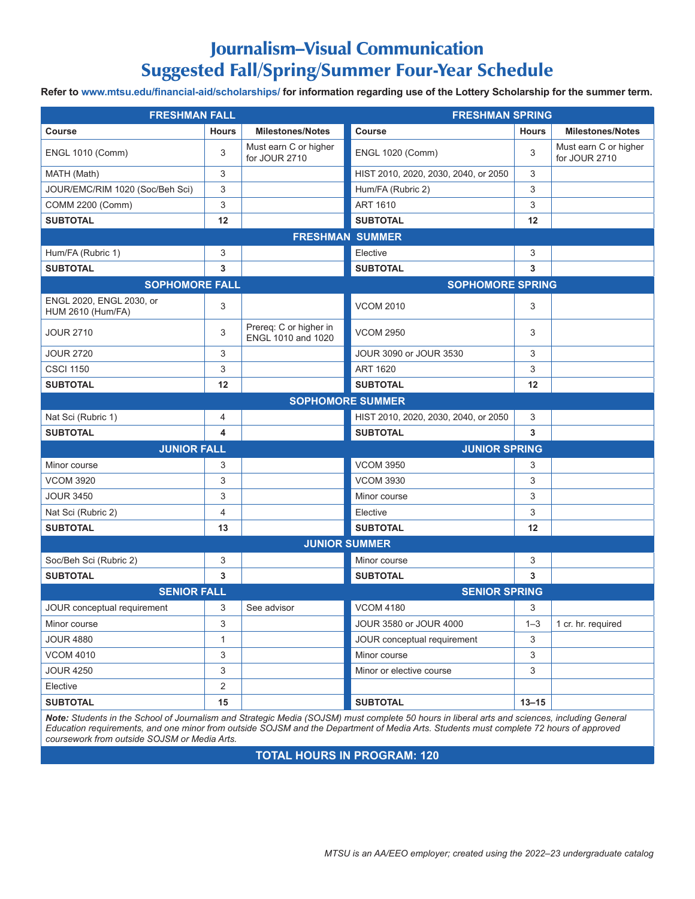# Journalism–Visual Communication
# Suggested Fall/Spring/Summer Four-Year Schedule

**Refer to www.mtsu.edu/financial-aid/scholarships/ for information regarding use of the Lottery Scholarship for the summer term.**

| FRESHMAN FALL | | | FRESHMAN SPRING | | |
|---|---|---|---|---|---|
| **Course** | **Hours** | **Milestones/Notes** | **Course** | **Hours** | **Milestones/Notes** |
| ENGL 1010 (Comm) | 3 | Must earn C or higher for JOUR 2710 | ENGL 1020 (Comm) | 3 | Must earn C or higher for JOUR 2710 |
| MATH (Math) | 3 | | HIST 2010, 2020, 2030, 2040, or 2050 | 3 | |
| JOUR/EMC/RIM 1020 (Soc/Beh Sci) | 3 | | Hum/FA (Rubric 2) | 3 | |
| COMM 2200 (Comm) | 3 | | ART 1610 | 3 | |
| **SUBTOTAL** | **12** | | **SUBTOTAL** | **12** | |
| **FRESHMAN SUMMER** | | | | | |
| Hum/FA (Rubric 1) | 3 | | Elective | 3 | |
| **SUBTOTAL** | **3** | | **SUBTOTAL** | **3** | |
| **SOPHOMORE FALL** | | | **SOPHOMORE SPRING** | | |
| ENGL 2020, ENGL 2030, or HUM 2610 (Hum/FA) | 3 | | VCOM 2010 | 3 | |
| JOUR 2710 | 3 | Prereq: C or higher in ENGL 1010 and 1020 | VCOM 2950 | 3 | |
| JOUR 2720 | 3 | | JOUR 3090 or JOUR 3530 | 3 | |
| CSCI 1150 | 3 | | ART 1620 | 3 | |
| **SUBTOTAL** | **12** | | **SUBTOTAL** | **12** | |
| **SOPHOMORE SUMMER** | | | | | |
| Nat Sci (Rubric 1) | 4 | | HIST 2010, 2020, 2030, 2040, or 2050 | 3 | |
| **SUBTOTAL** | **4** | | **SUBTOTAL** | **3** | |
| **JUNIOR FALL** | | | **JUNIOR SPRING** | | |
| Minor course | 3 | | VCOM 3950 | 3 | |
| VCOM 3920 | 3 | | VCOM 3930 | 3 | |
| JOUR 3450 | 3 | | Minor course | 3 | |
| Nat Sci (Rubric 2) | 4 | | Elective | 3 | |
| **SUBTOTAL** | **13** | | **SUBTOTAL** | **12** | |
| **JUNIOR SUMMER** | | | | | |
| Soc/Beh Sci (Rubric 2) | 3 | | Minor course | 3 | |
| **SUBTOTAL** | **3** | | **SUBTOTAL** | **3** | |
| **SENIOR FALL** | | | **SENIOR SPRING** | | |
| JOUR conceptual requirement | 3 | See advisor | VCOM 4180 | 3 | |
| Minor course | 3 | | JOUR 3580 or JOUR 4000 | 1–3 | 1 cr. hr. required |
| JOUR 4880 | 1 | | JOUR conceptual requirement | 3 | |
| VCOM 4010 | 3 | | Minor course | 3 | |
| JOUR 4250 | 3 | | Minor or elective course | 3 | |
| Elective | 2 | | | | |
| **SUBTOTAL** | **15** | | **SUBTOTAL** | **13–15** | |

***Note:*** *Students in the School of Journalism and Strategic Media (SOJSM) must complete 50 hours in liberal arts and sciences, including General Education requirements, and one minor from outside SOJSM and the Department of Media Arts. Students must complete 72 hours of approved coursework from outside SOJSM or Media Arts.*

**TOTAL HOURS IN PROGRAM: 120**

*MTSU is an AA/EEO employer; created using the 2022–23 undergraduate catalog*